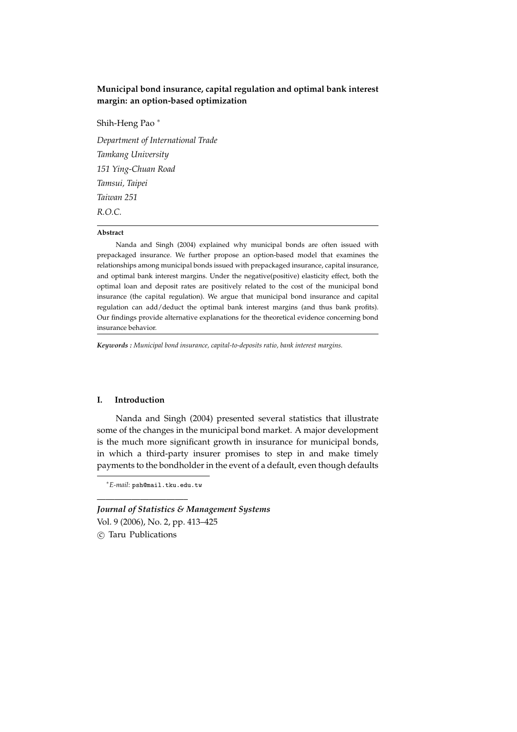**Municipal bond insurance, capital regulation and optimal bank interest margin: an option-based optimization**

Shih-Heng Pao [*]

*Department of International Trade*
*Tamkang University*
*151 Ying-Chuan Road*
*Tamsui, Taipei*
*Taiwan 251*
*R.O.C.*

---

**Abstract**

Nanda and Singh (2004) explained why municipal bonds are often issued with prepackaged insurance. We further propose an option-based model that examines the relationships among municipal bonds issued with prepackaged insurance, capital insurance, and optimal bank interest margins. Under the negative(positive) elasticity effect, both the optimal loan and deposit rates are positively related to the cost of the municipal bond insurance (the capital regulation). We argue that municipal bond insurance and capital regulation can add/deduct the optimal bank interest margins (and thus bank profits). Our findings provide alternative explanations for the theoretical evidence concerning bond insurance behavior.

---

***Keywords :*** *Municipal bond insurance, capital-to-deposits ratio, bank interest margins.*

## I. Introduction

Nanda and Singh (2004) presented several statistics that illustrate some of the changes in the municipal bond market. A major development is the much more significant growth in insurance for municipal bonds, in which a third-party insurer promises to step in and make timely payments to the bondholder in the event of a default, even though defaults

[*] *E-mail*: psh@mail.tku.edu.tw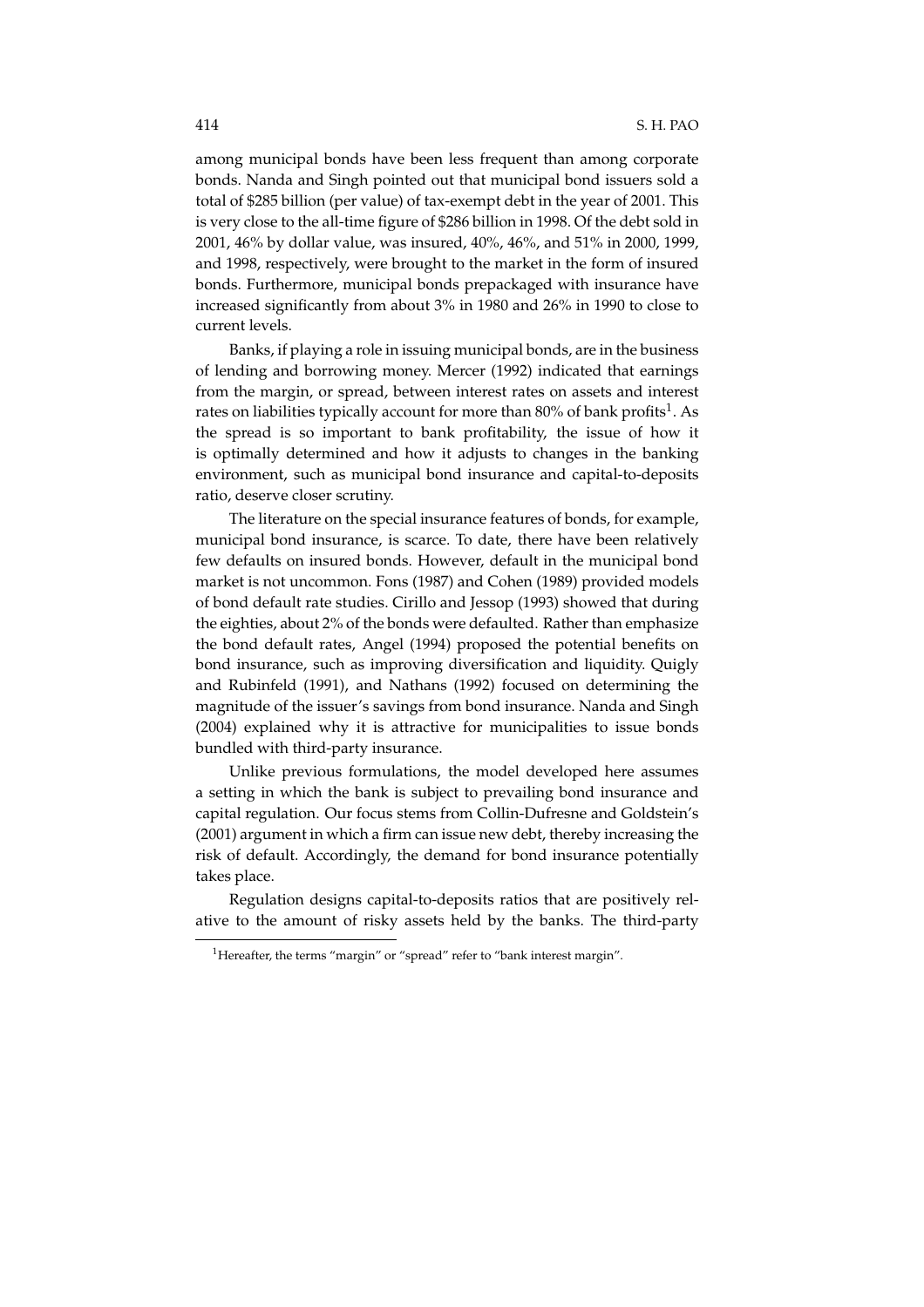among municipal bonds have been less frequent than among corporate bonds. Nanda and Singh pointed out that municipal bond issuers sold a total of $285 billion (per value) of tax-exempt debt in the year of 2001. This is very close to the all-time figure of $286 billion in 1998. Of the debt sold in 2001, 46% by dollar value, was insured, 40%, 46%, and 51% in 2000, 1999, and 1998, respectively, were brought to the market in the form of insured bonds. Furthermore, municipal bonds prepackaged with insurance have increased significantly from about 3% in 1980 and 26% in 1990 to close to current levels.

Banks, if playing a role in issuing municipal bonds, are in the business of lending and borrowing money. Mercer (1992) indicated that earnings from the margin, or spread, between interest rates on assets and interest rates on liabilities typically account for more than 80% of bank profits[1]. As the spread is so important to bank profitability, the issue of how it is optimally determined and how it adjusts to changes in the banking environment, such as municipal bond insurance and capital-to-deposits ratio, deserve closer scrutiny.

The literature on the special insurance features of bonds, for example, municipal bond insurance, is scarce. To date, there have been relatively few defaults on insured bonds. However, default in the municipal bond market is not uncommon. Fons (1987) and Cohen (1989) provided models of bond default rate studies. Cirillo and Jessop (1993) showed that during the eighties, about 2% of the bonds were defaulted. Rather than emphasize the bond default rates, Angel (1994) proposed the potential benefits on bond insurance, such as improving diversification and liquidity. Quigly and Rubinfeld (1991), and Nathans (1992) focused on determining the magnitude of the issuer's savings from bond insurance. Nanda and Singh (2004) explained why it is attractive for municipalities to issue bonds bundled with third-party insurance.

Unlike previous formulations, the model developed here assumes a setting in which the bank is subject to prevailing bond insurance and capital regulation. Our focus stems from Collin-Dufresne and Goldstein's (2001) argument in which a firm can issue new debt, thereby increasing the risk of default. Accordingly, the demand for bond insurance potentially takes place.

Regulation designs capital-to-deposits ratios that are positively relative to the amount of risky assets held by the banks. The third-party

[1] Hereafter, the terms "margin" or "spread" refer to "bank interest margin".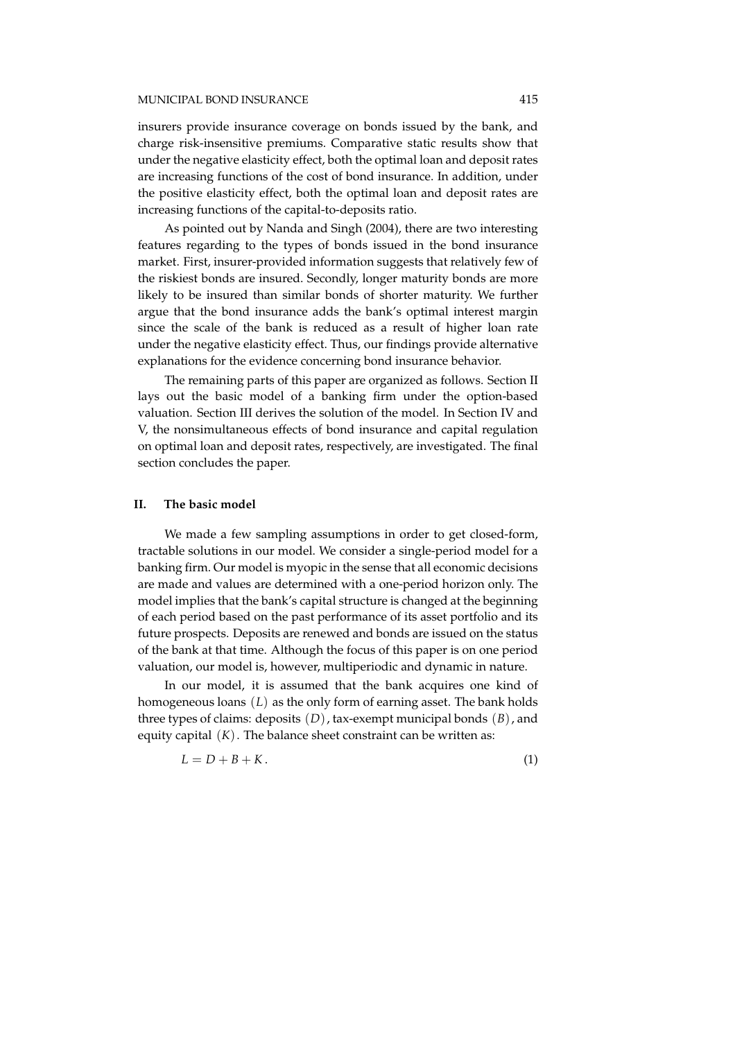insurers provide insurance coverage on bonds issued by the bank, and charge risk-insensitive premiums. Comparative static results show that under the negative elasticity effect, both the optimal loan and deposit rates are increasing functions of the cost of bond insurance. In addition, under the positive elasticity effect, both the optimal loan and deposit rates are increasing functions of the capital-to-deposits ratio.

As pointed out by Nanda and Singh (2004), there are two interesting features regarding to the types of bonds issued in the bond insurance market. First, insurer-provided information suggests that relatively few of the riskiest bonds are insured. Secondly, longer maturity bonds are more likely to be insured than similar bonds of shorter maturity. We further argue that the bond insurance adds the bank's optimal interest margin since the scale of the bank is reduced as a result of higher loan rate under the negative elasticity effect. Thus, our findings provide alternative explanations for the evidence concerning bond insurance behavior.

The remaining parts of this paper are organized as follows. Section II lays out the basic model of a banking firm under the option-based valuation. Section III derives the solution of the model. In Section IV and V, the nonsimultaneous effects of bond insurance and capital regulation on optimal loan and deposit rates, respectively, are investigated. The final section concludes the paper.

## II. The basic model

We made a few sampling assumptions in order to get closed-form, tractable solutions in our model. We consider a single-period model for a banking firm. Our model is myopic in the sense that all economic decisions are made and values are determined with a one-period horizon only. The model implies that the bank's capital structure is changed at the beginning of each period based on the past performance of its asset portfolio and its future prospects. Deposits are renewed and bonds are issued on the status of the bank at that time. Although the focus of this paper is on one period valuation, our model is, however, multiperiodic and dynamic in nature.

In our model, it is assumed that the bank acquires one kind of homogeneous loans $(L)$ as the only form of earning asset. The bank holds three types of claims: deposits $(D)$, tax-exempt municipal bonds $(B)$, and equity capital $(K)$. The balance sheet constraint can be written as:

$$L = D + B + K. \tag{1}$$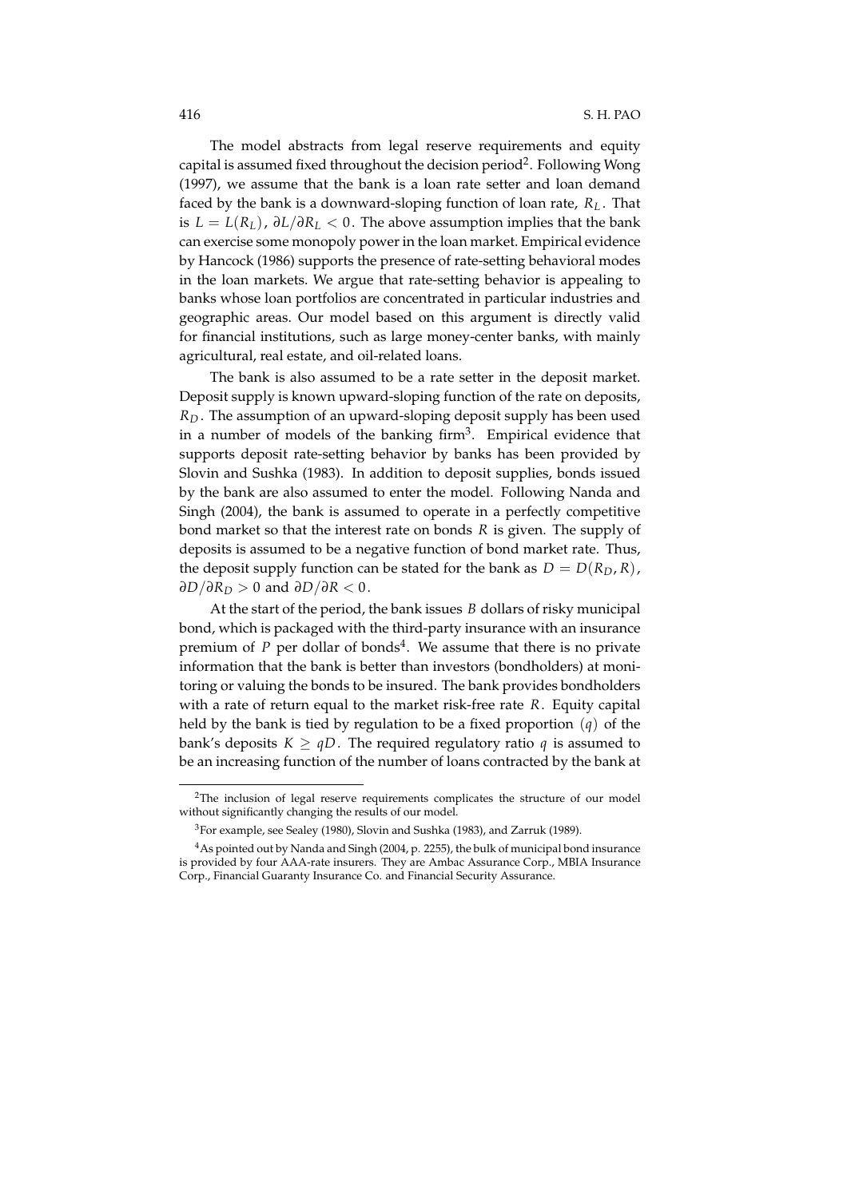The model abstracts from legal reserve requirements and equity capital is assumed fixed throughout the decision period[2]. Following Wong (1997), we assume that the bank is a loan rate setter and loan demand faced by the bank is a downward-sloping function of loan rate, $R_L$. That is $L = L(R_L)$, $\partial L/\partial R_L < 0$. The above assumption implies that the bank can exercise some monopoly power in the loan market. Empirical evidence by Hancock (1986) supports the presence of rate-setting behavioral modes in the loan markets. We argue that rate-setting behavior is appealing to banks whose loan portfolios are concentrated in particular industries and geographic areas. Our model based on this argument is directly valid for financial institutions, such as large money-center banks, with mainly agricultural, real estate, and oil-related loans.

The bank is also assumed to be a rate setter in the deposit market. Deposit supply is known upward-sloping function of the rate on deposits, $R_D$. The assumption of an upward-sloping deposit supply has been used in a number of models of the banking firm[3]. Empirical evidence that supports deposit rate-setting behavior by banks has been provided by Slovin and Sushka (1983). In addition to deposit supplies, bonds issued by the bank are also assumed to enter the model. Following Nanda and Singh (2004), the bank is assumed to operate in a perfectly competitive bond market so that the interest rate on bonds $R$ is given. The supply of deposits is assumed to be a negative function of bond market rate. Thus, the deposit supply function can be stated for the bank as $D = D(R_D, R)$, $\partial D/\partial R_D > 0$ and $\partial D/\partial R < 0$.

At the start of the period, the bank issues $B$ dollars of risky municipal bond, which is packaged with the third-party insurance with an insurance premium of $P$ per dollar of bonds[4]. We assume that there is no private information that the bank is better than investors (bondholders) at monitoring or valuing the bonds to be insured. The bank provides bondholders with a rate of return equal to the market risk-free rate $R$. Equity capital held by the bank is tied by regulation to be a fixed proportion $(q)$ of the bank's deposits $K \geq qD$. The required regulatory ratio $q$ is assumed to be an increasing function of the number of loans contracted by the bank at

---

[2] The inclusion of legal reserve requirements complicates the structure of our model without significantly changing the results of our model.

[3] For example, see Sealey (1980), Slovin and Sushka (1983), and Zarruk (1989).

[4] As pointed out by Nanda and Singh (2004, p. 2255), the bulk of municipal bond insurance is provided by four AAA-rate insurers. They are Ambac Assurance Corp., MBIA Insurance Corp., Financial Guaranty Insurance Co. and Financial Security Assurance.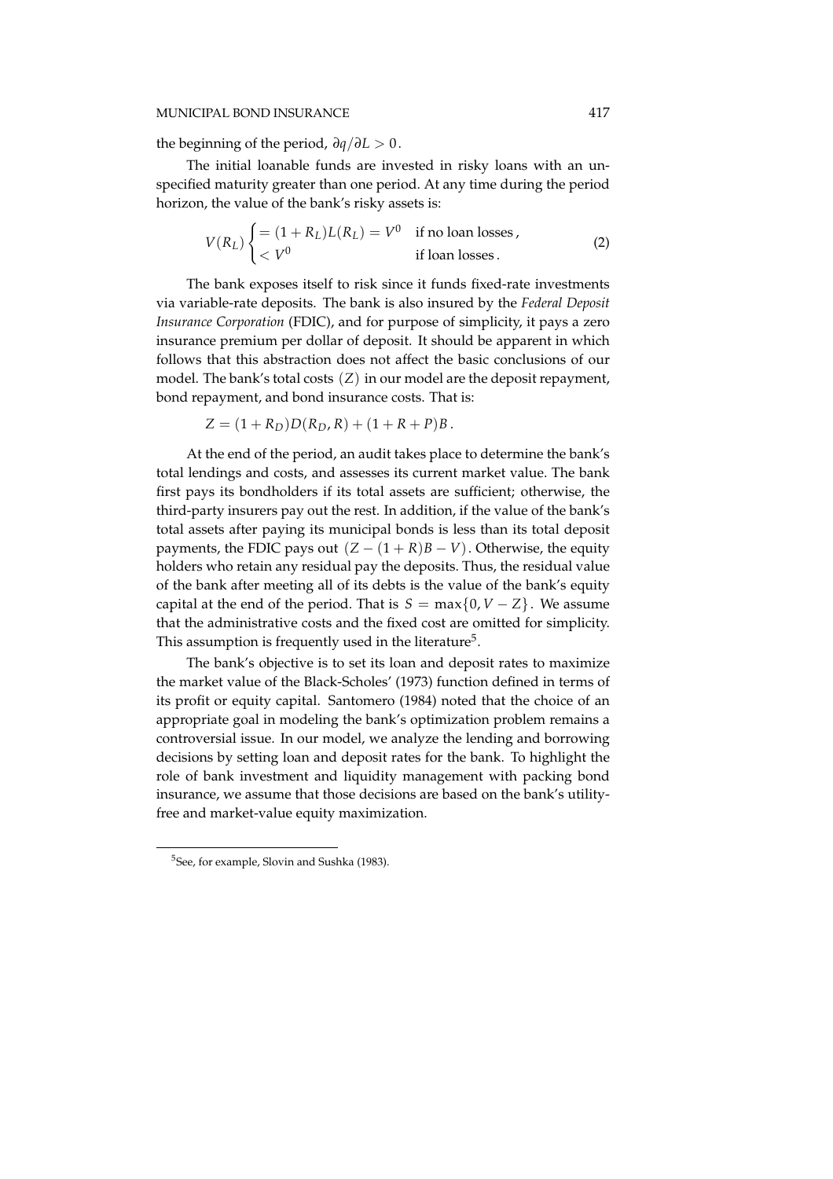the beginning of the period, $\partial q / \partial L > 0$.

The initial loanable funds are invested in risky loans with an unspecified maturity greater than one period. At any time during the period horizon, the value of the bank's risky assets is:

$$V(R_L) \begin{cases} = (1 + R_L)L(R_L) = V^0 & \text{if no loan losses}, \\ < V^0 & \text{if loan losses}. \end{cases} \tag{2}$$

The bank exposes itself to risk since it funds fixed-rate investments via variable-rate deposits. The bank is also insured by the *Federal Deposit Insurance Corporation* (FDIC), and for purpose of simplicity, it pays a zero insurance premium per dollar of deposit. It should be apparent in which follows that this abstraction does not affect the basic conclusions of our model. The bank's total costs $(Z)$ in our model are the deposit repayment, bond repayment, and bond insurance costs. That is:

$$Z = (1 + R_D)D(R_D, R) + (1 + R + P)B.$$

At the end of the period, an audit takes place to determine the bank's total lendings and costs, and assesses its current market value. The bank first pays its bondholders if its total assets are sufficient; otherwise, the third-party insurers pay out the rest. In addition, if the value of the bank's total assets after paying its municipal bonds is less than its total deposit payments, the FDIC pays out $(Z - (1 + R)B - V)$. Otherwise, the equity holders who retain any residual pay the deposits. Thus, the residual value of the bank after meeting all of its debts is the value of the bank's equity capital at the end of the period. That is $S = \max\{0, V - Z\}$. We assume that the administrative costs and the fixed cost are omitted for simplicity. This assumption is frequently used in the literature[5].

The bank's objective is to set its loan and deposit rates to maximize the market value of the Black-Scholes' (1973) function defined in terms of its profit or equity capital. Santomero (1984) noted that the choice of an appropriate goal in modeling the bank's optimization problem remains a controversial issue. In our model, we analyze the lending and borrowing decisions by setting loan and deposit rates for the bank. To highlight the role of bank investment and liquidity management with packing bond insurance, we assume that those decisions are based on the bank's utility-free and market-value equity maximization.

[5] See, for example, Slovin and Sushka (1983).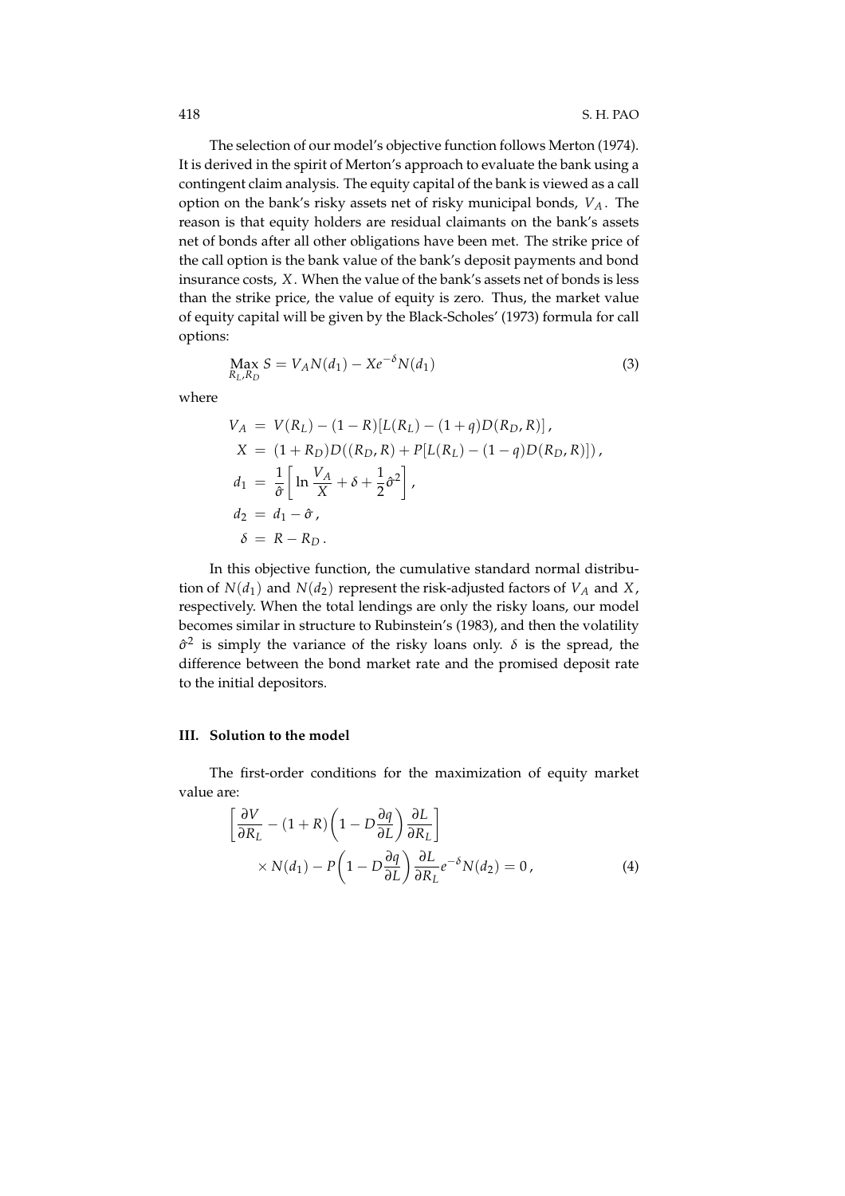The selection of our model's objective function follows Merton (1974). It is derived in the spirit of Merton's approach to evaluate the bank using a contingent claim analysis. The equity capital of the bank is viewed as a call option on the bank's risky assets net of risky municipal bonds, $V_A$. The reason is that equity holders are residual claimants on the bank's assets net of bonds after all other obligations have been met. The strike price of the call option is the bank value of the bank's deposit payments and bond insurance costs, $X$. When the value of the bank's assets net of bonds is less than the strike price, the value of equity is zero. Thus, the market value of equity capital will be given by the Black-Scholes' (1973) formula for call options:

$$\underset{R_L, R_D}{\text{Max}}\ S = V_A N(d_1) - Xe^{-\delta} N(d_1) \tag{3}$$

where

$$\begin{aligned}
V_A &= V(R_L) - (1-R)[L(R_L) - (1+q)D(R_D, R)]\,, \\
X &= (1+R_D)D((R_D, R) + P[L(R_L) - (1-q)D(R_D, R)])\,, \\
d_1 &= \frac{1}{\hat{\sigma}}\left[\ln\frac{V_A}{X} + \delta + \frac{1}{2}\hat{\sigma}^2\right], \\
d_2 &= d_1 - \hat{\sigma}\,, \\
\delta &= R - R_D\,.
\end{aligned}$$

In this objective function, the cumulative standard normal distribution of $N(d_1)$ and $N(d_2)$ represent the risk-adjusted factors of $V_A$ and $X$, respectively. When the total lendings are only the risky loans, our model becomes similar in structure to Rubinstein's (1983), and then the volatility $\hat{\sigma}^2$ is simply the variance of the risky loans only. $\delta$ is the spread, the difference between the bond market rate and the promised deposit rate to the initial depositors.

## III. Solution to the model

The first-order conditions for the maximization of equity market value are:

$$\left[\frac{\partial V}{\partial R_L} - (1+R)\left(1 - D\frac{\partial q}{\partial L}\right)\frac{\partial L}{\partial R_L}\right] \times N(d_1) - P\left(1 - D\frac{\partial q}{\partial L}\right)\frac{\partial L}{\partial R_L}e^{-\delta}N(d_2) = 0\,, \tag{4}$$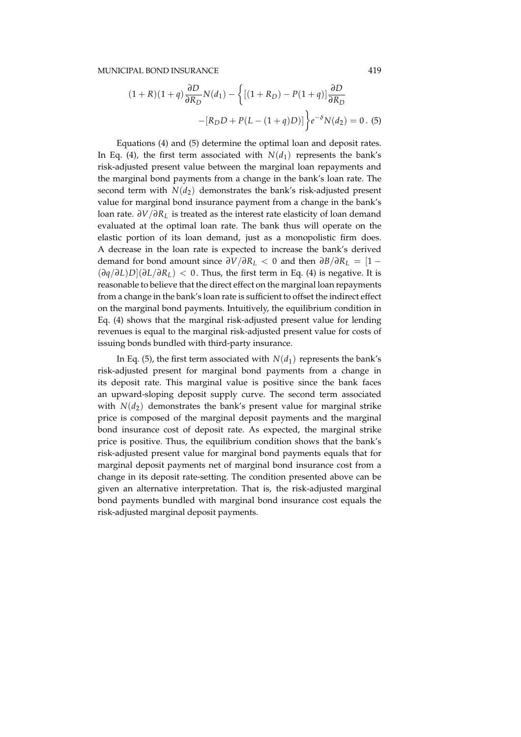$$(1+R)(1+q)\frac{\partial D}{\partial R_D}N(d_1) - \left\{[(1+R_D) - P(1+q)]\frac{\partial D}{\partial R_D} - [R_D D + P(L-(1+q)D)]\right\}e^{-\delta}N(d_2) = 0\,. \quad (5)$$

Equations (4) and (5) determine the optimal loan and deposit rates. In Eq. (4), the first term associated with $N(d_1)$ represents the bank's risk-adjusted present value between the marginal loan repayments and the marginal bond payments from a change in the bank's loan rate. The second term with $N(d_2)$ demonstrates the bank's risk-adjusted present value for marginal bond insurance payment from a change in the bank's loan rate. $\partial V/\partial R_L$ is treated as the interest rate elasticity of loan demand evaluated at the optimal loan rate. The bank thus will operate on the elastic portion of its loan demand, just as a monopolistic firm does. A decrease in the loan rate is expected to increase the bank's derived demand for bond amount since $\partial V/\partial R_L < 0$ and then $\partial B/\partial R_L = [1 - (\partial q/\partial L)D](\partial L/\partial R_L) < 0$. Thus, the first term in Eq. (4) is negative. It is reasonable to believe that the direct effect on the marginal loan repayments from a change in the bank's loan rate is sufficient to offset the indirect effect on the marginal bond payments. Intuitively, the equilibrium condition in Eq. (4) shows that the marginal risk-adjusted present value for lending revenues is equal to the marginal risk-adjusted present value for costs of issuing bonds bundled with third-party insurance.

In Eq. (5), the first term associated with $N(d_1)$ represents the bank's risk-adjusted present for marginal bond payments from a change in its deposit rate. This marginal value is positive since the bank faces an upward-sloping deposit supply curve. The second term associated with $N(d_2)$ demonstrates the bank's present value for marginal strike price is composed of the marginal deposit payments and the marginal bond insurance cost of deposit rate. As expected, the marginal strike price is positive. Thus, the equilibrium condition shows that the bank's risk-adjusted present value for marginal bond payments equals that for marginal deposit payments net of marginal bond insurance cost from a change in its deposit rate-setting. The condition presented above can be given an alternative interpretation. That is, the risk-adjusted marginal bond payments bundled with marginal bond insurance cost equals the risk-adjusted marginal deposit payments.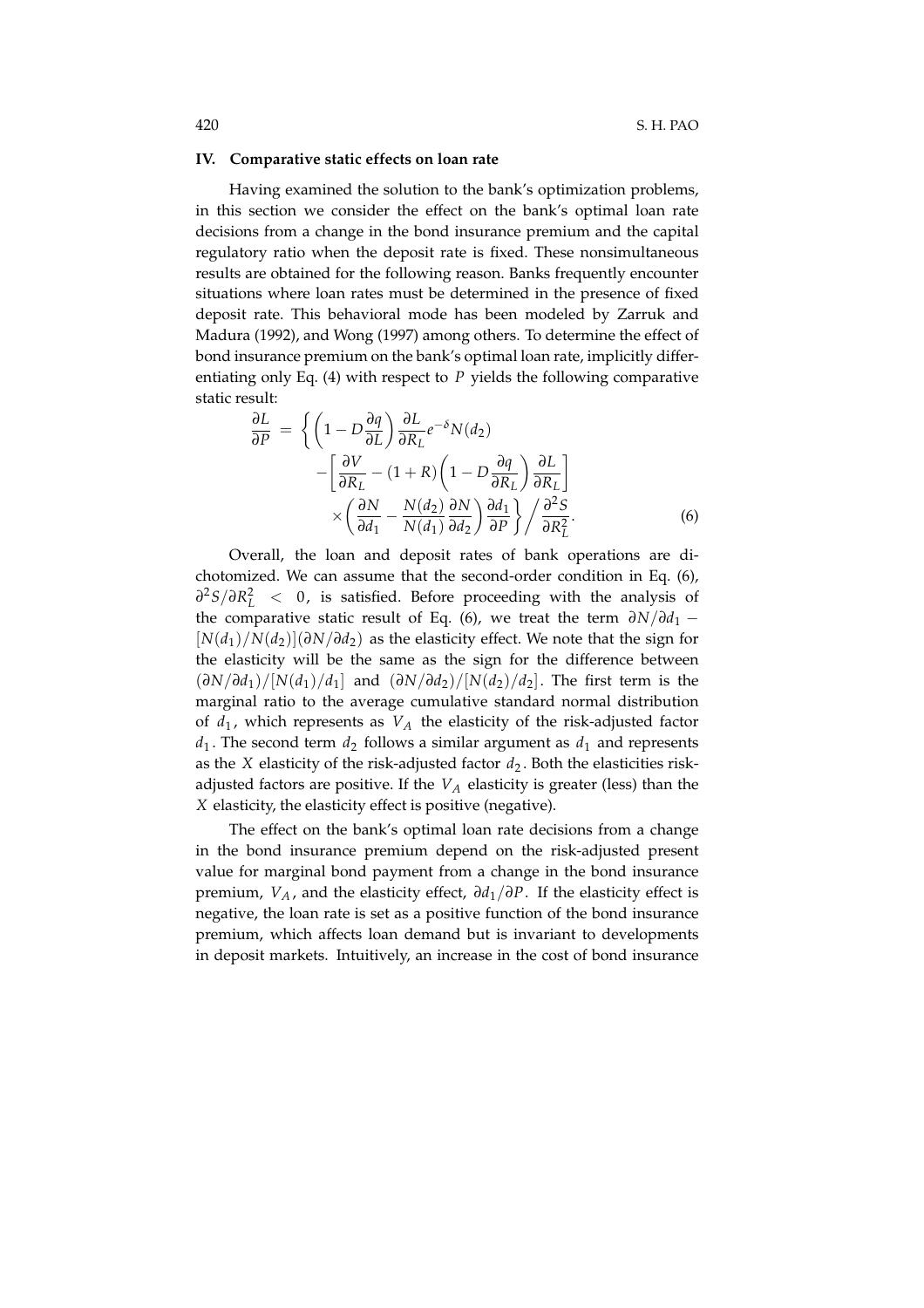## IV. Comparative static effects on loan rate

Having examined the solution to the bank's optimization problems, in this section we consider the effect on the bank's optimal loan rate decisions from a change in the bond insurance premium and the capital regulatory ratio when the deposit rate is fixed. These nonsimultaneous results are obtained for the following reason. Banks frequently encounter situations where loan rates must be determined in the presence of fixed deposit rate. This behavioral mode has been modeled by Zarruk and Madura (1992), and Wong (1997) among others. To determine the effect of bond insurance premium on the bank's optimal loan rate, implicitly differentiating only Eq. (4) with respect to $P$ yields the following comparative static result:

$$\begin{aligned}\frac{\partial L}{\partial P} = \Bigg\{ & \left(1 - D\frac{\partial q}{\partial L}\right)\frac{\partial L}{\partial R_L}e^{-\delta}N(d_2) \\ & - \left[\frac{\partial V}{\partial R_L} - (1+R)\left(1 - D\frac{\partial q}{\partial R_L}\right)\frac{\partial L}{\partial R_L}\right] \\ & \times \left(\frac{\partial N}{\partial d_1} - \frac{N(d_2)}{N(d_1)}\frac{\partial N}{\partial d_2}\right)\frac{\partial d_1}{\partial P}\Bigg\} \Bigg/ \frac{\partial^2 S}{\partial R_L^2}. \qquad (6)\end{aligned}$$

Overall, the loan and deposit rates of bank operations are dichotomized. We can assume that the second-order condition in Eq. (6), $\partial^2 S/\partial R_L^2 < 0$, is satisfied. Before proceeding with the analysis of the comparative static result of Eq. (6), we treat the term $\partial N/\partial d_1 - [N(d_1)/N(d_2)](\partial N/\partial d_2)$ as the elasticity effect. We note that the sign for the elasticity will be the same as the sign for the difference between $(\partial N/\partial d_1)/[N(d_1)/d_1]$ and $(\partial N/\partial d_2)/[N(d_2)/d_2]$. The first term is the marginal ratio to the average cumulative standard normal distribution of $d_1$, which represents as $V_A$ the elasticity of the risk-adjusted factor $d_1$. The second term $d_2$ follows a similar argument as $d_1$ and represents as the $X$ elasticity of the risk-adjusted factor $d_2$. Both the elasticities risk-adjusted factors are positive. If the $V_A$ elasticity is greater (less) than the $X$ elasticity, the elasticity effect is positive (negative).

The effect on the bank's optimal loan rate decisions from a change in the bond insurance premium depend on the risk-adjusted present value for marginal bond payment from a change in the bond insurance premium, $V_A$, and the elasticity effect, $\partial d_1/\partial P$. If the elasticity effect is negative, the loan rate is set as a positive function of the bond insurance premium, which affects loan demand but is invariant to developments in deposit markets. Intuitively, an increase in the cost of bond insurance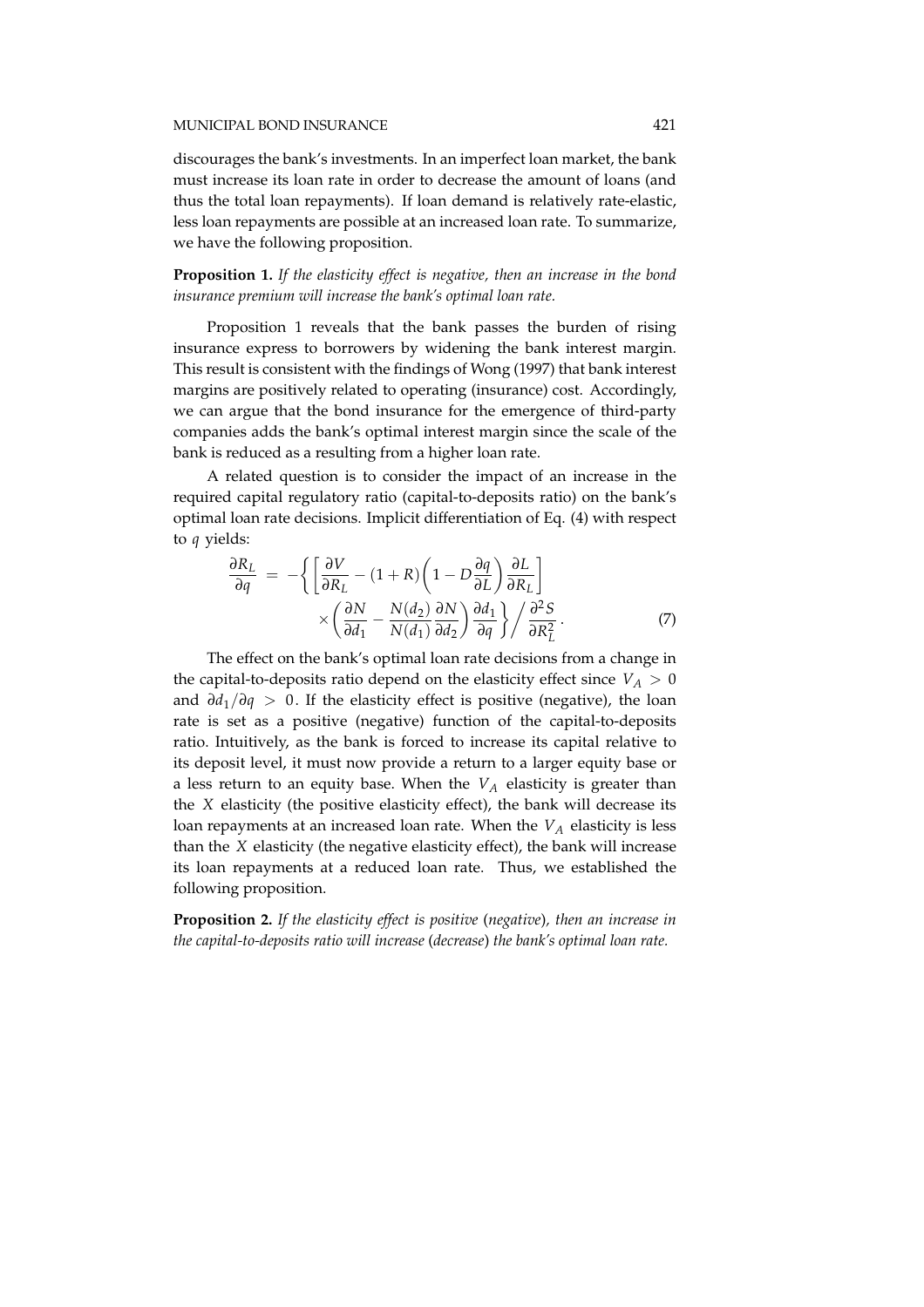discourages the bank's investments. In an imperfect loan market, the bank must increase its loan rate in order to decrease the amount of loans (and thus the total loan repayments). If loan demand is relatively rate-elastic, less loan repayments are possible at an increased loan rate. To summarize, we have the following proposition.

**Proposition 1.** *If the elasticity effect is negative, then an increase in the bond insurance premium will increase the bank's optimal loan rate.*

Proposition 1 reveals that the bank passes the burden of rising insurance express to borrowers by widening the bank interest margin. This result is consistent with the findings of Wong (1997) that bank interest margins are positively related to operating (insurance) cost. Accordingly, we can argue that the bond insurance for the emergence of third-party companies adds the bank's optimal interest margin since the scale of the bank is reduced as a resulting from a higher loan rate.

A related question is to consider the impact of an increase in the required capital regulatory ratio (capital-to-deposits ratio) on the bank's optimal loan rate decisions. Implicit differentiation of Eq. (4) with respect to $q$ yields:

$$\frac{\partial R_L}{\partial q} = -\left\{ \left[ \frac{\partial V}{\partial R_L} - (1+R)\left(1 - D\frac{\partial q}{\partial L}\right)\frac{\partial L}{\partial R_L} \right] \times \left( \frac{\partial N}{\partial d_1} - \frac{N(d_2)}{N(d_1)}\frac{\partial N}{\partial d_2} \right)\frac{\partial d_1}{\partial q} \right\} \Big/ \frac{\partial^2 S}{\partial R_L^2}. \tag{7}$$

The effect on the bank's optimal loan rate decisions from a change in the capital-to-deposits ratio depend on the elasticity effect since $V_A > 0$ and $\partial d_1/\partial q > 0$. If the elasticity effect is positive (negative), the loan rate is set as a positive (negative) function of the capital-to-deposits ratio. Intuitively, as the bank is forced to increase its capital relative to its deposit level, it must now provide a return to a larger equity base or a less return to an equity base. When the $V_A$ elasticity is greater than the $X$ elasticity (the positive elasticity effect), the bank will decrease its loan repayments at an increased loan rate. When the $V_A$ elasticity is less than the $X$ elasticity (the negative elasticity effect), the bank will increase its loan repayments at a reduced loan rate. Thus, we established the following proposition.

**Proposition 2.** *If the elasticity effect is positive (negative), then an increase in the capital-to-deposits ratio will increase (decrease) the bank's optimal loan rate.*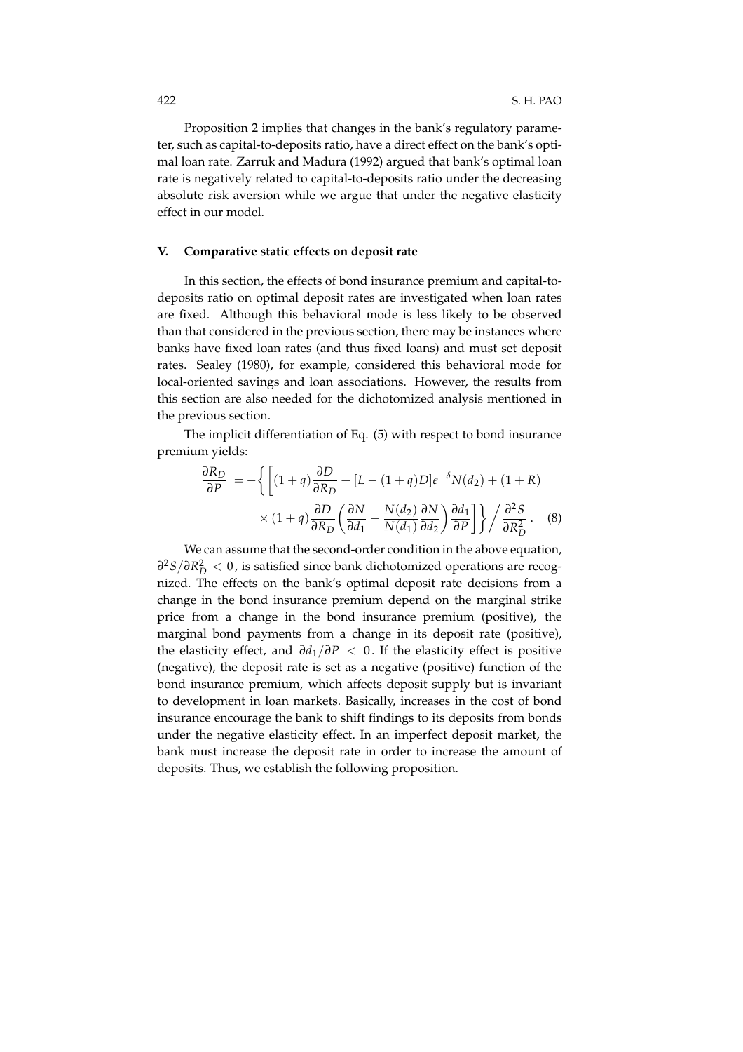Proposition 2 implies that changes in the bank's regulatory parameter, such as capital-to-deposits ratio, have a direct effect on the bank's optimal loan rate. Zarruk and Madura (1992) argued that bank's optimal loan rate is negatively related to capital-to-deposits ratio under the decreasing absolute risk aversion while we argue that under the negative elasticity effect in our model.

## V. Comparative static effects on deposit rate

In this section, the effects of bond insurance premium and capital-to-deposits ratio on optimal deposit rates are investigated when loan rates are fixed. Although this behavioral mode is less likely to be observed than that considered in the previous section, there may be instances where banks have fixed loan rates (and thus fixed loans) and must set deposit rates. Sealey (1980), for example, considered this behavioral mode for local-oriented savings and loan associations. However, the results from this section are also needed for the dichotomized analysis mentioned in the previous section.

The implicit differentiation of Eq. (5) with respect to bond insurance premium yields:

$$\frac{\partial R_D}{\partial P} = -\left\{\left[(1+q)\frac{\partial D}{\partial R_D} + [L-(1+q)D]e^{-\delta}N(d_2) + (1+R) \times (1+q)\frac{\partial D}{\partial R_D}\left(\frac{\partial N}{\partial d_1} - \frac{N(d_2)}{N(d_1)}\frac{\partial N}{\partial d_2}\right)\frac{\partial d_1}{\partial P}\right]\right\} \Big/ \frac{\partial^2 S}{\partial R_D^2}. \quad (8)$$

We can assume that the second-order condition in the above equation, $\partial^2 S/\partial R_D^2 < 0$, is satisfied since bank dichotomized operations are recognized. The effects on the bank's optimal deposit rate decisions from a change in the bond insurance premium depend on the marginal strike price from a change in the bond insurance premium (positive), the marginal bond payments from a change in its deposit rate (positive), the elasticity effect, and $\partial d_1/\partial P < 0$. If the elasticity effect is positive (negative), the deposit rate is set as a negative (positive) function of the bond insurance premium, which affects deposit supply but is invariant to development in loan markets. Basically, increases in the cost of bond insurance encourage the bank to shift findings to its deposits from bonds under the negative elasticity effect. In an imperfect deposit market, the bank must increase the deposit rate in order to increase the amount of deposits. Thus, we establish the following proposition.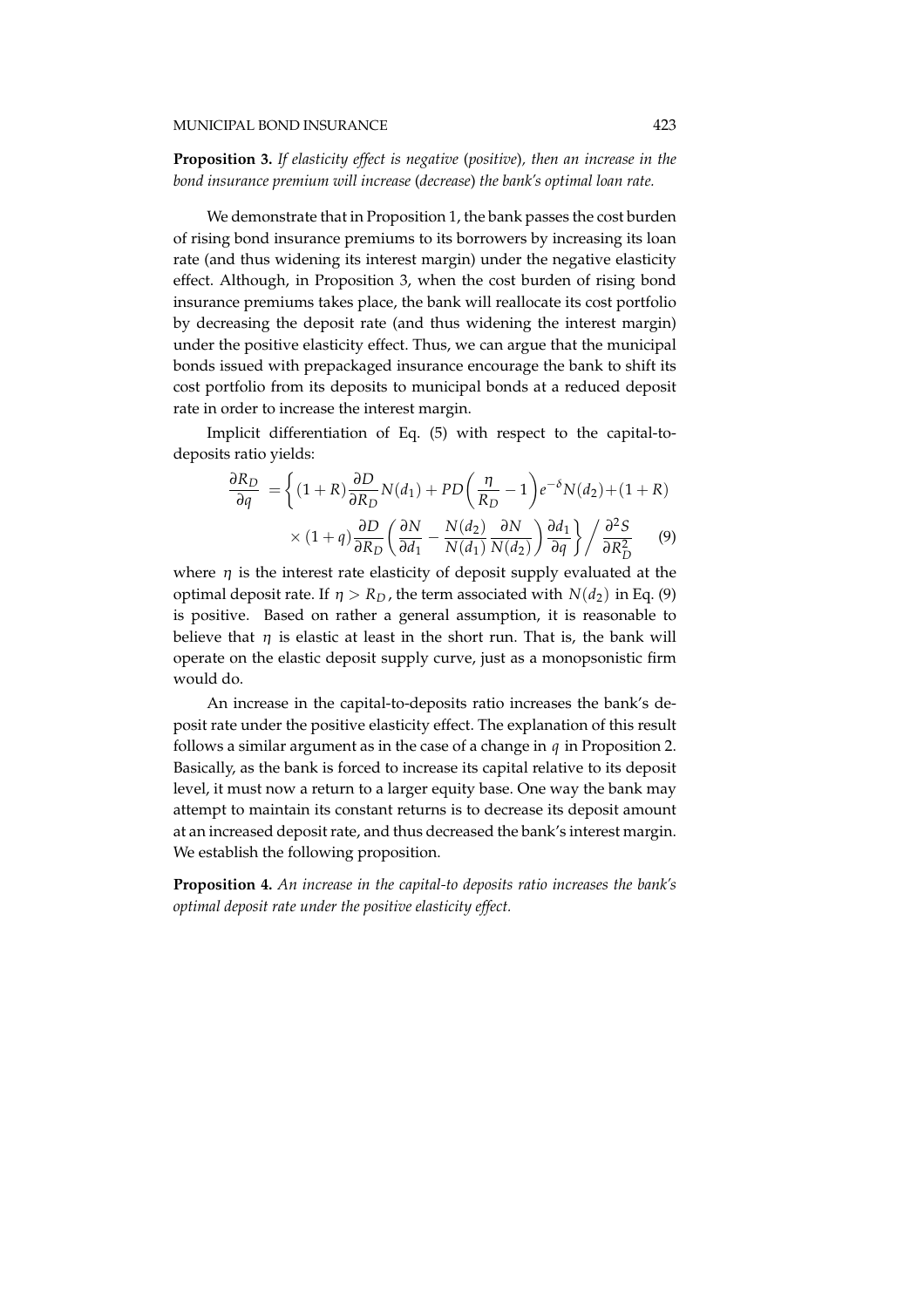**Proposition 3.** *If elasticity effect is negative (positive), then an increase in the bond insurance premium will increase (decrease) the bank's optimal loan rate.*

We demonstrate that in Proposition 1, the bank passes the cost burden of rising bond insurance premiums to its borrowers by increasing its loan rate (and thus widening its interest margin) under the negative elasticity effect. Although, in Proposition 3, when the cost burden of rising bond insurance premiums takes place, the bank will reallocate its cost portfolio by decreasing the deposit rate (and thus widening the interest margin) under the positive elasticity effect. Thus, we can argue that the municipal bonds issued with prepackaged insurance encourage the bank to shift its cost portfolio from its deposits to municipal bonds at a reduced deposit rate in order to increase the interest margin.

Implicit differentiation of Eq. (5) with respect to the capital-to-deposits ratio yields:

$$\begin{aligned}\frac{\partial R_D}{\partial q} &= \left\{ (1+R)\frac{\partial D}{\partial R_D} N(d_1) + PD\left(\frac{\eta}{R_D} - 1\right)e^{-\delta} N(d_2) + (1+R) \right. \\ &\quad \left. \times (1+q)\frac{\partial D}{\partial R_D}\left(\frac{\partial N}{\partial d_1} - \frac{N(d_2)}{N(d_1)}\frac{\partial N}{N(d_2)}\right)\frac{\partial d_1}{\partial q} \right\} \Big/ \frac{\partial^2 S}{\partial R_D^2} \qquad (9)\end{aligned}$$

where $\eta$ is the interest rate elasticity of deposit supply evaluated at the optimal deposit rate. If $\eta > R_D$, the term associated with $N(d_2)$ in Eq. (9) is positive. Based on rather a general assumption, it is reasonable to believe that $\eta$ is elastic at least in the short run. That is, the bank will operate on the elastic deposit supply curve, just as a monopsonistic firm would do.

An increase in the capital-to-deposits ratio increases the bank's deposit rate under the positive elasticity effect. The explanation of this result follows a similar argument as in the case of a change in $q$ in Proposition 2. Basically, as the bank is forced to increase its capital relative to its deposit level, it must now a return to a larger equity base. One way the bank may attempt to maintain its constant returns is to decrease its deposit amount at an increased deposit rate, and thus decreased the bank's interest margin. We establish the following proposition.

**Proposition 4.** *An increase in the capital-to deposits ratio increases the bank's optimal deposit rate under the positive elasticity effect.*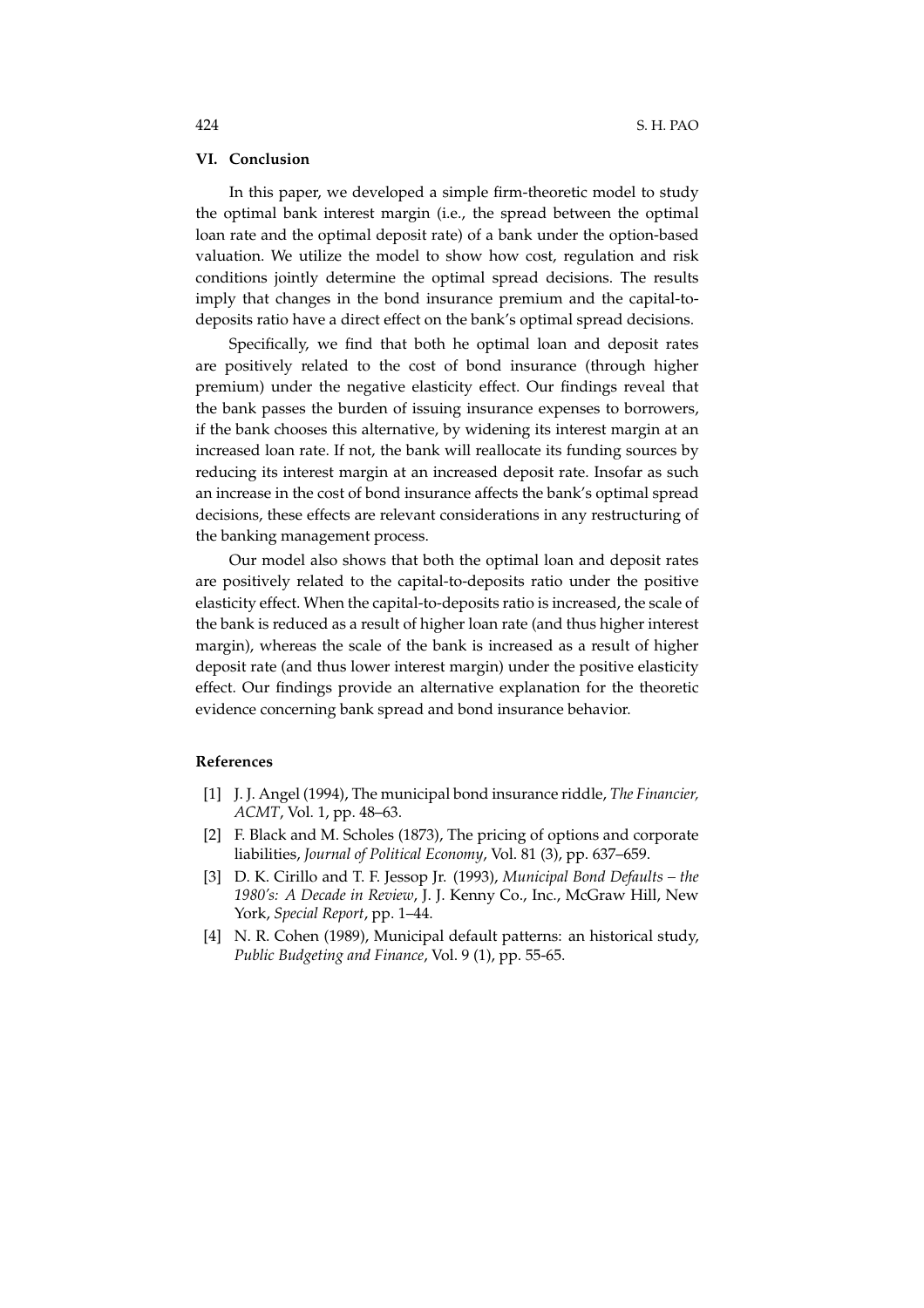## VI. Conclusion

In this paper, we developed a simple firm-theoretic model to study the optimal bank interest margin (i.e., the spread between the optimal loan rate and the optimal deposit rate) of a bank under the option-based valuation. We utilize the model to show how cost, regulation and risk conditions jointly determine the optimal spread decisions. The results imply that changes in the bond insurance premium and the capital-to-deposits ratio have a direct effect on the bank's optimal spread decisions.

Specifically, we find that both he optimal loan and deposit rates are positively related to the cost of bond insurance (through higher premium) under the negative elasticity effect. Our findings reveal that the bank passes the burden of issuing insurance expenses to borrowers, if the bank chooses this alternative, by widening its interest margin at an increased loan rate. If not, the bank will reallocate its funding sources by reducing its interest margin at an increased deposit rate. Insofar as such an increase in the cost of bond insurance affects the bank's optimal spread decisions, these effects are relevant considerations in any restructuring of the banking management process.

Our model also shows that both the optimal loan and deposit rates are positively related to the capital-to-deposits ratio under the positive elasticity effect. When the capital-to-deposits ratio is increased, the scale of the bank is reduced as a result of higher loan rate (and thus higher interest margin), whereas the scale of the bank is increased as a result of higher deposit rate (and thus lower interest margin) under the positive elasticity effect. Our findings provide an alternative explanation for the theoretic evidence concerning bank spread and bond insurance behavior.

### References

[1] J. J. Angel (1994), The municipal bond insurance riddle, *The Financier, ACMT*, Vol. 1, pp. 48–63.

[2] F. Black and M. Scholes (1873), The pricing of options and corporate liabilities, *Journal of Political Economy*, Vol. 81 (3), pp. 637–659.

[3] D. K. Cirillo and T. F. Jessop Jr. (1993), *Municipal Bond Defaults – the 1980's: A Decade in Review*, J. J. Kenny Co., Inc., McGraw Hill, New York, *Special Report*, pp. 1–44.

[4] N. R. Cohen (1989), Municipal default patterns: an historical study, *Public Budgeting and Finance*, Vol. 9 (1), pp. 55-65.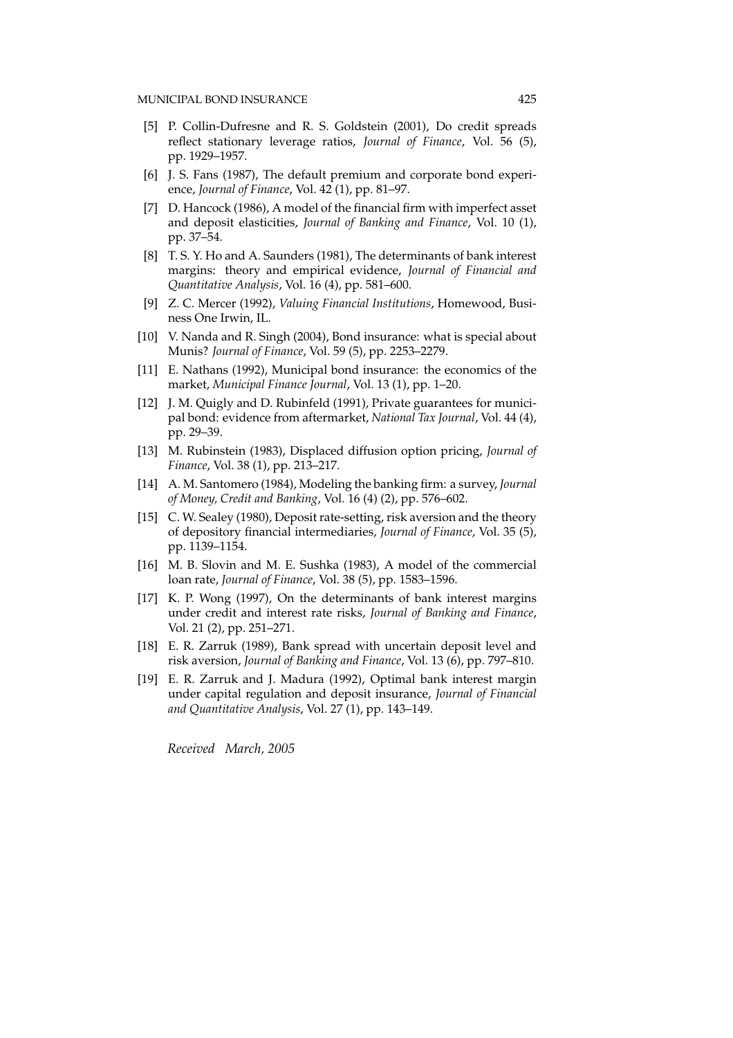[5] P. Collin-Dufresne and R. S. Goldstein (2001), Do credit spreads reflect stationary leverage ratios, *Journal of Finance*, Vol. 56 (5), pp. 1929–1957.

[6] J. S. Fans (1987), The default premium and corporate bond experience, *Journal of Finance*, Vol. 42 (1), pp. 81–97.

[7] D. Hancock (1986), A model of the financial firm with imperfect asset and deposit elasticities, *Journal of Banking and Finance*, Vol. 10 (1), pp. 37–54.

[8] T. S. Y. Ho and A. Saunders (1981), The determinants of bank interest margins: theory and empirical evidence, *Journal of Financial and Quantitative Analysis*, Vol. 16 (4), pp. 581–600.

[9] Z. C. Mercer (1992), *Valuing Financial Institutions*, Homewood, Business One Irwin, IL.

[10] V. Nanda and R. Singh (2004), Bond insurance: what is special about Munis? *Journal of Finance*, Vol. 59 (5), pp. 2253–2279.

[11] E. Nathans (1992), Municipal bond insurance: the economics of the market, *Municipal Finance Journal*, Vol. 13 (1), pp. 1–20.

[12] J. M. Quigly and D. Rubinfeld (1991), Private guarantees for municipal bond: evidence from aftermarket, *National Tax Journal*, Vol. 44 (4), pp. 29–39.

[13] M. Rubinstein (1983), Displaced diffusion option pricing, *Journal of Finance*, Vol. 38 (1), pp. 213–217.

[14] A. M. Santomero (1984), Modeling the banking firm: a survey, *Journal of Money, Credit and Banking*, Vol. 16 (4) (2), pp. 576–602.

[15] C. W. Sealey (1980), Deposit rate-setting, risk aversion and the theory of depository financial intermediaries, *Journal of Finance*, Vol. 35 (5), pp. 1139–1154.

[16] M. B. Slovin and M. E. Sushka (1983), A model of the commercial loan rate, *Journal of Finance*, Vol. 38 (5), pp. 1583–1596.

[17] K. P. Wong (1997), On the determinants of bank interest margins under credit and interest rate risks, *Journal of Banking and Finance*, Vol. 21 (2), pp. 251–271.

[18] E. R. Zarruk (1989), Bank spread with uncertain deposit level and risk aversion, *Journal of Banking and Finance*, Vol. 13 (6), pp. 797–810.

[19] E. R. Zarruk and J. Madura (1992), Optimal bank interest margin under capital regulation and deposit insurance, *Journal of Financial and Quantitative Analysis*, Vol. 27 (1), pp. 143–149.

*Received March, 2005*